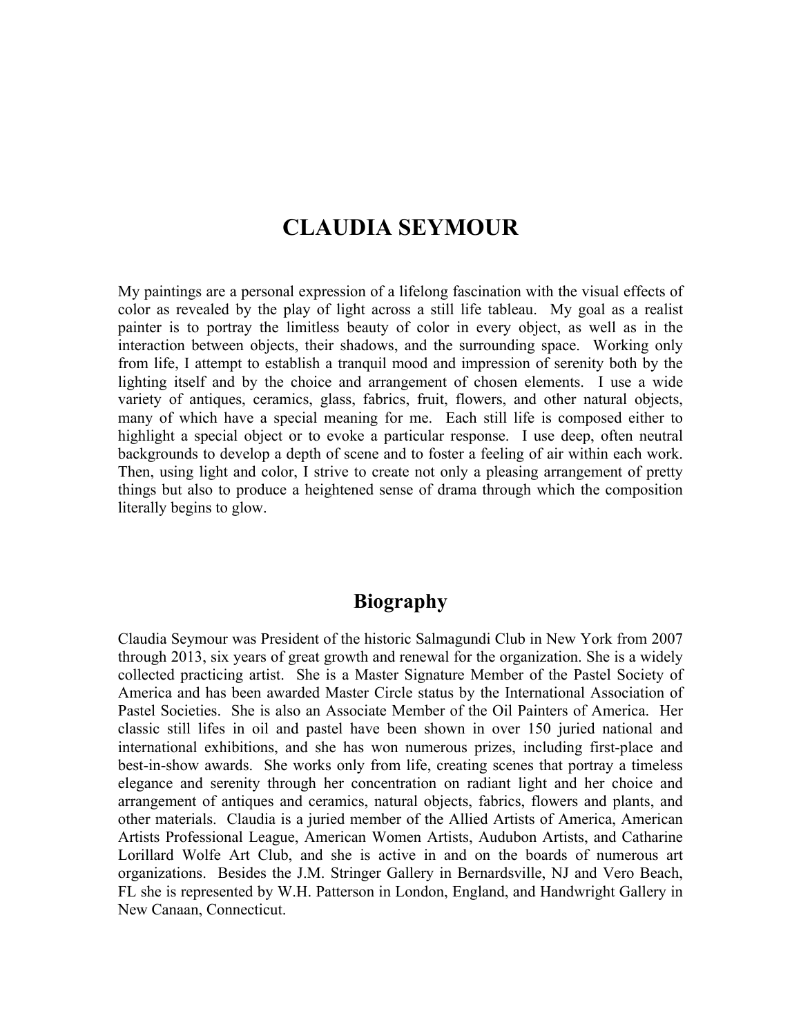# CLAUDIA SEYMOUR

My paintings are a personal expression of a lifelong fascination with the visual effects of color as revealed by the play of light across a still life tableau. My goal as a realist painter is to portray the limitless beauty of color in every object, as well as in the interaction between objects, their shadows, and the surrounding space. Working only from life, I attempt to establish a tranquil mood and impression of serenity both by the lighting itself and by the choice and arrangement of chosen elements. I use a wide variety of antiques, ceramics, glass, fabrics, fruit, flowers, and other natural objects, many of which have a special meaning for me. Each still life is composed either to highlight a special object or to evoke a particular response. I use deep, often neutral backgrounds to develop a depth of scene and to foster a feeling of air within each work. Then, using light and color, I strive to create not only a pleasing arrangement of pretty things but also to produce a heightened sense of drama through which the composition literally begins to glow.

## Biography

Claudia Seymour was President of the historic Salmagundi Club in New York from 2007 through 2013, six years of great growth and renewal for the organization. She is a widely collected practicing artist. She is a Master Signature Member of the Pastel Society of America and has been awarded Master Circle status by the International Association of Pastel Societies. She is also an Associate Member of the Oil Painters of America. Her classic still lifes in oil and pastel have been shown in over 150 juried national and international exhibitions, and she has won numerous prizes, including first-place and best-in-show awards. She works only from life, creating scenes that portray a timeless elegance and serenity through her concentration on radiant light and her choice and arrangement of antiques and ceramics, natural objects, fabrics, flowers and plants, and other materials. Claudia is a juried member of the Allied Artists of America, American Artists Professional League, American Women Artists, Audubon Artists, and Catharine Lorillard Wolfe Art Club, and she is active in and on the boards of numerous art organizations. Besides the J.M. Stringer Gallery in Bernardsville, NJ and Vero Beach, FL she is represented by W.H. Patterson in London, England, and Handwright Gallery in New Canaan, Connecticut.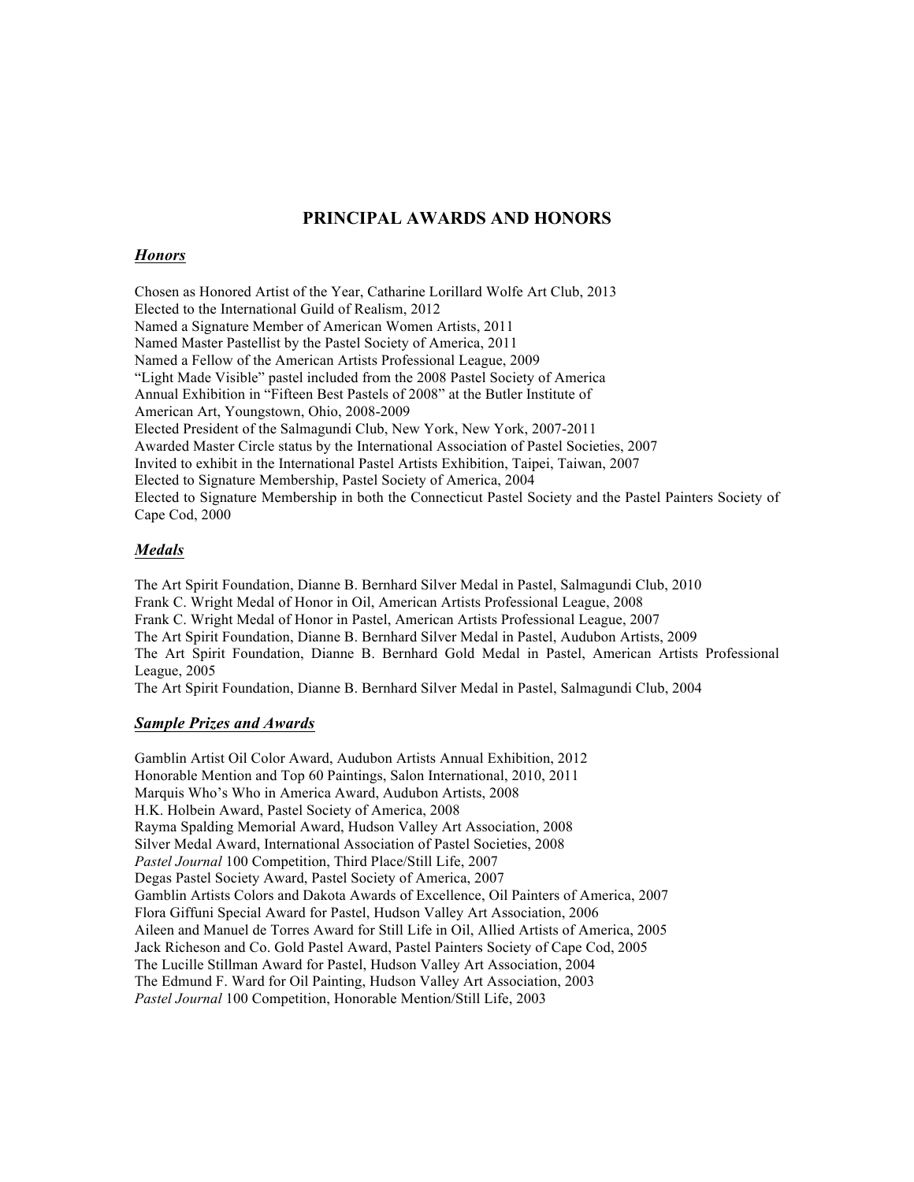# PRINCIPAL AWARDS AND HONORS

## ***Honors***

Chosen as Honored Artist of the Year, Catharine Lorillard Wolfe Art Club, 2013
Elected to the International Guild of Realism, 2012
Named a Signature Member of American Women Artists, 2011
Named Master Pastellist by the Pastel Society of America, 2011
Named a Fellow of the American Artists Professional League, 2009
"Light Made Visible" pastel included from the 2008 Pastel Society of America Annual Exhibition in "Fifteen Best Pastels of 2008" at the Butler Institute of American Art, Youngstown, Ohio, 2008-2009
Elected President of the Salmagundi Club, New York, New York, 2007-2011
Awarded Master Circle status by the International Association of Pastel Societies, 2007
Invited to exhibit in the International Pastel Artists Exhibition, Taipei, Taiwan, 2007
Elected to Signature Membership, Pastel Society of America, 2004
Elected to Signature Membership in both the Connecticut Pastel Society and the Pastel Painters Society of Cape Cod, 2000

## ***Medals***

The Art Spirit Foundation, Dianne B. Bernhard Silver Medal in Pastel, Salmagundi Club, 2010
Frank C. Wright Medal of Honor in Oil, American Artists Professional League, 2008
Frank C. Wright Medal of Honor in Pastel, American Artists Professional League, 2007
The Art Spirit Foundation, Dianne B. Bernhard Silver Medal in Pastel, Audubon Artists, 2009
The Art Spirit Foundation, Dianne B. Bernhard Gold Medal in Pastel, American Artists Professional League, 2005
The Art Spirit Foundation, Dianne B. Bernhard Silver Medal in Pastel, Salmagundi Club, 2004

## ***Sample Prizes and Awards***

Gamblin Artist Oil Color Award, Audubon Artists Annual Exhibition, 2012
Honorable Mention and Top 60 Paintings, Salon International, 2010, 2011
Marquis Who's Who in America Award, Audubon Artists, 2008
H.K. Holbein Award, Pastel Society of America, 2008
Rayma Spalding Memorial Award, Hudson Valley Art Association, 2008
Silver Medal Award, International Association of Pastel Societies, 2008
*Pastel Journal* 100 Competition, Third Place/Still Life, 2007
Degas Pastel Society Award, Pastel Society of America, 2007
Gamblin Artists Colors and Dakota Awards of Excellence, Oil Painters of America, 2007
Flora Giffuni Special Award for Pastel, Hudson Valley Art Association, 2006
Aileen and Manuel de Torres Award for Still Life in Oil, Allied Artists of America, 2005
Jack Richeson and Co. Gold Pastel Award, Pastel Painters Society of Cape Cod, 2005
The Lucille Stillman Award for Pastel, Hudson Valley Art Association, 2004
The Edmund F. Ward for Oil Painting, Hudson Valley Art Association, 2003
*Pastel Journal* 100 Competition, Honorable Mention/Still Life, 2003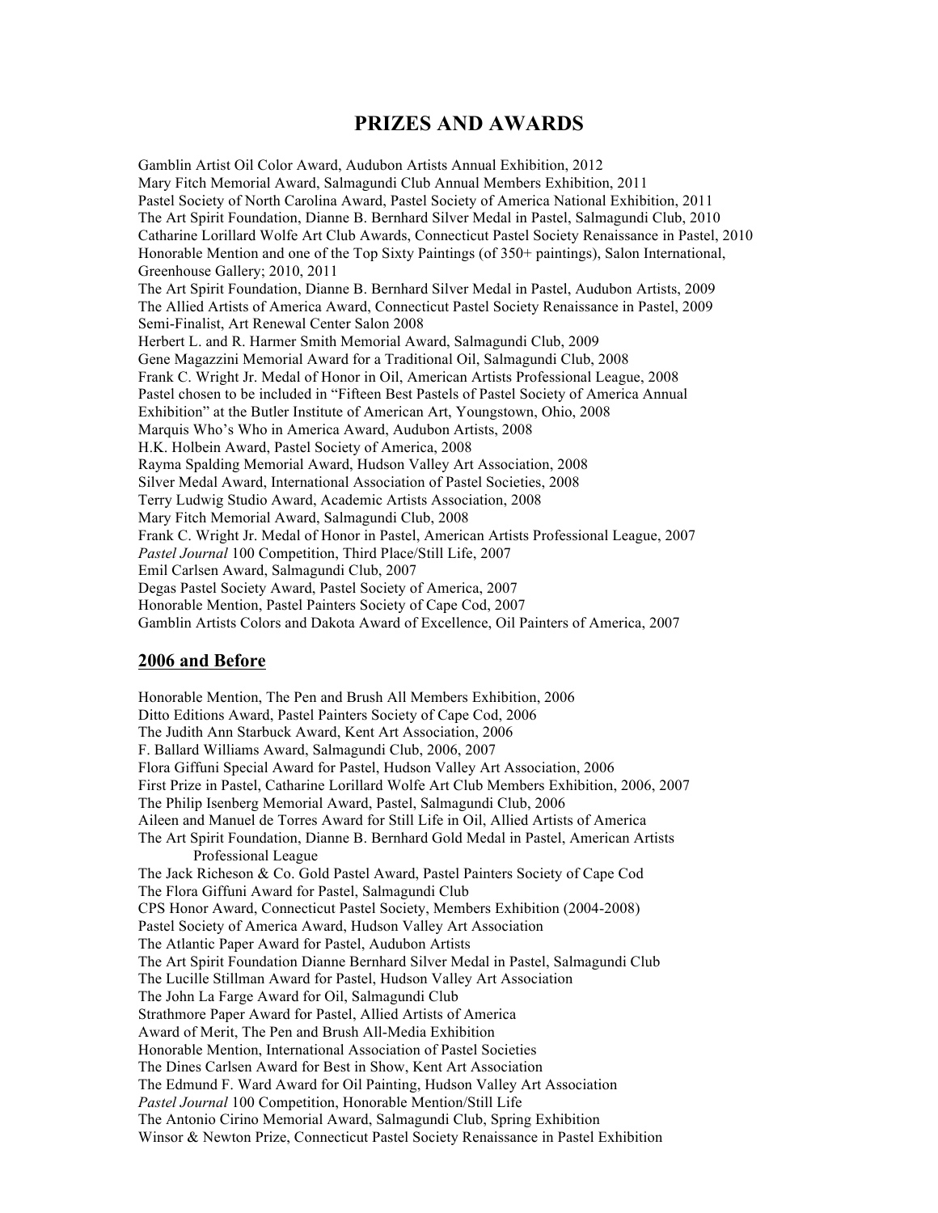# PRIZES AND AWARDS

Gamblin Artist Oil Color Award, Audubon Artists Annual Exhibition, 2012
Mary Fitch Memorial Award, Salmagundi Club Annual Members Exhibition, 2011
Pastel Society of North Carolina Award, Pastel Society of America National Exhibition, 2011
The Art Spirit Foundation, Dianne B. Bernhard Silver Medal in Pastel, Salmagundi Club, 2010
Catharine Lorillard Wolfe Art Club Awards, Connecticut Pastel Society Renaissance in Pastel, 2010
Honorable Mention and one of the Top Sixty Paintings (of 350+ paintings), Salon International, Greenhouse Gallery; 2010, 2011
The Art Spirit Foundation, Dianne B. Bernhard Silver Medal in Pastel, Audubon Artists, 2009
The Allied Artists of America Award, Connecticut Pastel Society Renaissance in Pastel, 2009
Semi-Finalist, Art Renewal Center Salon 2008
Herbert L. and R. Harmer Smith Memorial Award, Salmagundi Club, 2009
Gene Magazzini Memorial Award for a Traditional Oil, Salmagundi Club, 2008
Frank C. Wright Jr. Medal of Honor in Oil, American Artists Professional League, 2008
Pastel chosen to be included in "Fifteen Best Pastels of Pastel Society of America Annual Exhibition" at the Butler Institute of American Art, Youngstown, Ohio, 2008
Marquis Who's Who in America Award, Audubon Artists, 2008
H.K. Holbein Award, Pastel Society of America, 2008
Rayma Spalding Memorial Award, Hudson Valley Art Association, 2008
Silver Medal Award, International Association of Pastel Societies, 2008
Terry Ludwig Studio Award, Academic Artists Association, 2008
Mary Fitch Memorial Award, Salmagundi Club, 2008
Frank C. Wright Jr. Medal of Honor in Pastel, American Artists Professional League, 2007
*Pastel Journal* 100 Competition, Third Place/Still Life, 2007
Emil Carlsen Award, Salmagundi Club, 2007
Degas Pastel Society Award, Pastel Society of America, 2007
Honorable Mention, Pastel Painters Society of Cape Cod, 2007
Gamblin Artists Colors and Dakota Award of Excellence, Oil Painters of America, 2007

## 2006 and Before

Honorable Mention, The Pen and Brush All Members Exhibition, 2006
Ditto Editions Award, Pastel Painters Society of Cape Cod, 2006
The Judith Ann Starbuck Award, Kent Art Association, 2006
F. Ballard Williams Award, Salmagundi Club, 2006, 2007
Flora Giffuni Special Award for Pastel, Hudson Valley Art Association, 2006
First Prize in Pastel, Catharine Lorillard Wolfe Art Club Members Exhibition, 2006, 2007
The Philip Isenberg Memorial Award, Pastel, Salmagundi Club, 2006
Aileen and Manuel de Torres Award for Still Life in Oil, Allied Artists of America
The Art Spirit Foundation, Dianne B. Bernhard Gold Medal in Pastel, American Artists Professional League
The Jack Richeson & Co. Gold Pastel Award, Pastel Painters Society of Cape Cod
The Flora Giffuni Award for Pastel, Salmagundi Club
CPS Honor Award, Connecticut Pastel Society, Members Exhibition (2004-2008)
Pastel Society of America Award, Hudson Valley Art Association
The Atlantic Paper Award for Pastel, Audubon Artists
The Art Spirit Foundation Dianne Bernhard Silver Medal in Pastel, Salmagundi Club
The Lucille Stillman Award for Pastel, Hudson Valley Art Association
The John La Farge Award for Oil, Salmagundi Club
Strathmore Paper Award for Pastel, Allied Artists of America
Award of Merit, The Pen and Brush All-Media Exhibition
Honorable Mention, International Association of Pastel Societies
The Dines Carlsen Award for Best in Show, Kent Art Association
The Edmund F. Ward Award for Oil Painting, Hudson Valley Art Association
*Pastel Journal* 100 Competition, Honorable Mention/Still Life
The Antonio Cirino Memorial Award, Salmagundi Club, Spring Exhibition
Winsor & Newton Prize, Connecticut Pastel Society Renaissance in Pastel Exhibition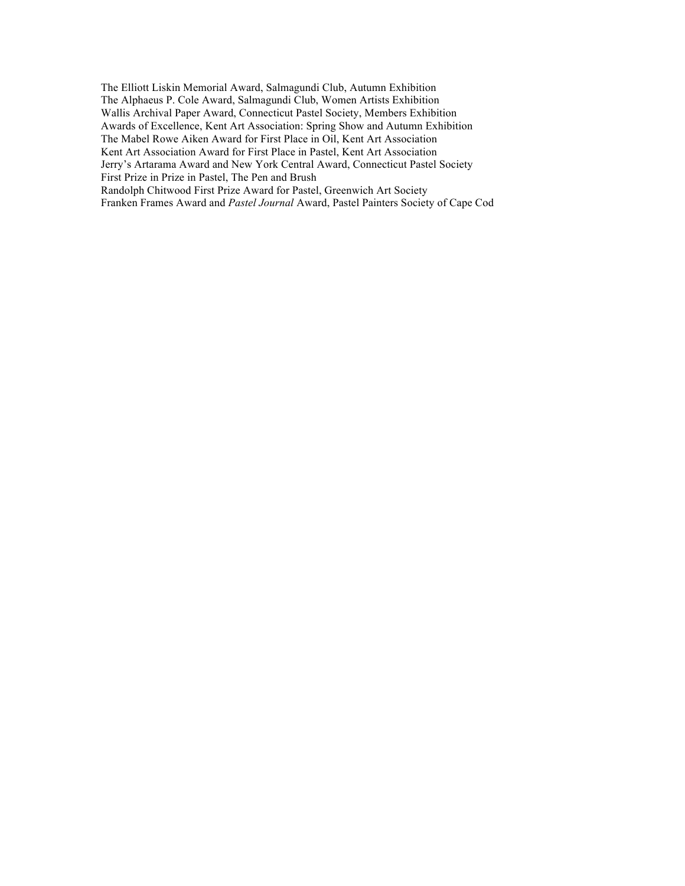The Elliott Liskin Memorial Award, Salmagundi Club, Autumn Exhibition
The Alphaeus P. Cole Award, Salmagundi Club, Women Artists Exhibition
Wallis Archival Paper Award, Connecticut Pastel Society, Members Exhibition
Awards of Excellence, Kent Art Association: Spring Show and Autumn Exhibition
The Mabel Rowe Aiken Award for First Place in Oil, Kent Art Association
Kent Art Association Award for First Place in Pastel, Kent Art Association
Jerry's Artarama Award and New York Central Award, Connecticut Pastel Society
First Prize in Prize in Pastel, The Pen and Brush
Randolph Chitwood First Prize Award for Pastel, Greenwich Art Society
Franken Frames Award and *Pastel Journal* Award, Pastel Painters Society of Cape Cod